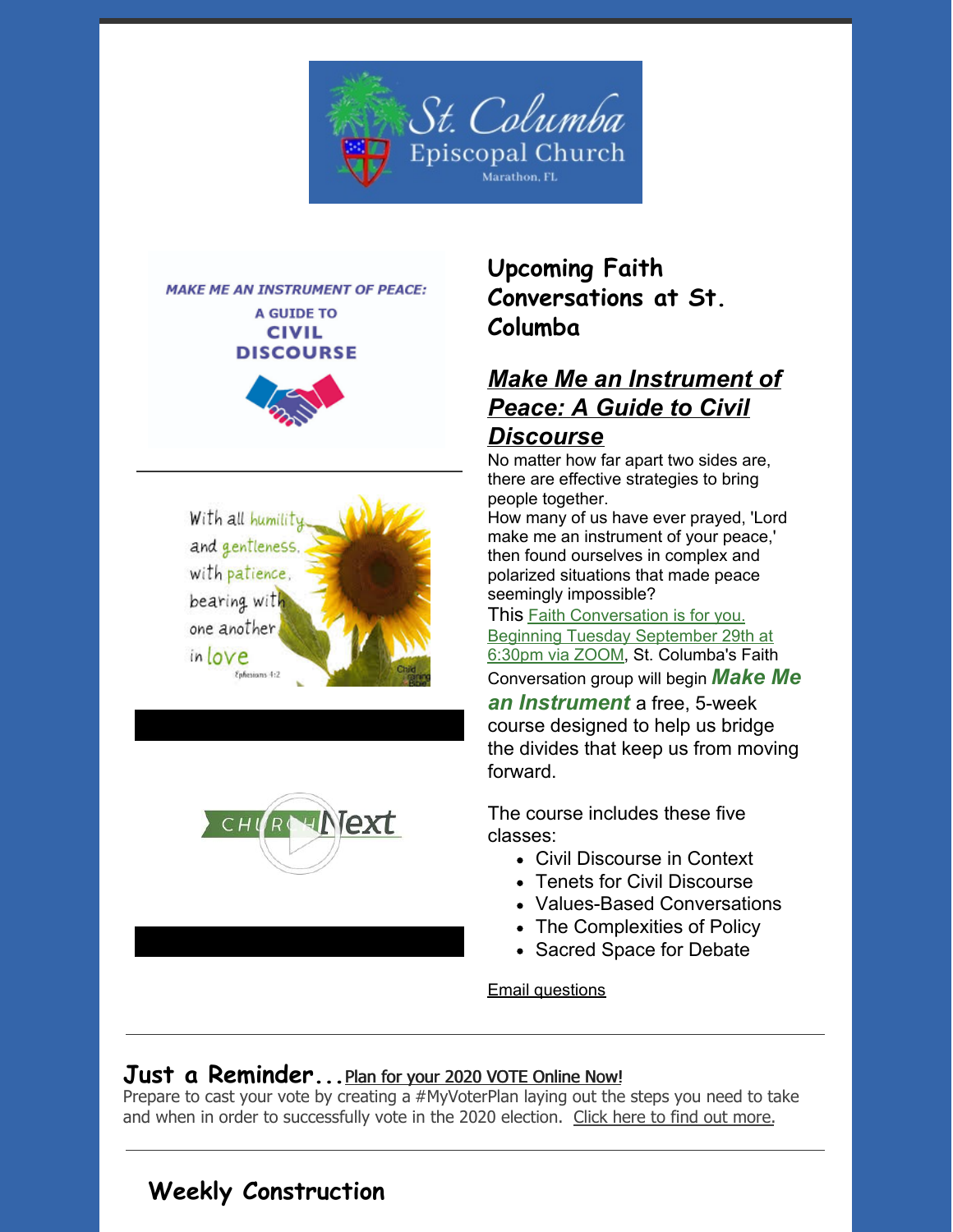## Upcoming Faith Conversations at St. Columba

### ***Make Me an Instrument of Peace: A Guide to Civil Discourse***

No matter how far apart two sides are, there are effective strategies to bring people together.
How many of us have ever prayed, 'Lord make me an instrument of your peace,' then found ourselves in complex and polarized situations that made peace seemingly impossible?
This Faith Conversation is for you. Beginning Tuesday September 29th at 6:30pm via ZOOM, St. Columba's Faith Conversation group will begin ***Make Me an Instrument*** a free, 5-week course designed to help us bridge the divides that keep us from moving forward.

The course includes these five classes:

- Civil Discourse in Context
- Tenets for Civil Discourse
- Values-Based Conversations
- The Complexities of Policy
- Sacred Space for Debate

Email questions

---

**Just a Reminder...** Plan for your 2020 VOTE Online Now!
Prepare to cast your vote by creating a #MyVoterPlan laying out the steps you need to take and when in order to successfully vote in the 2020 election. Click here to find out more.

---

## Weekly Construction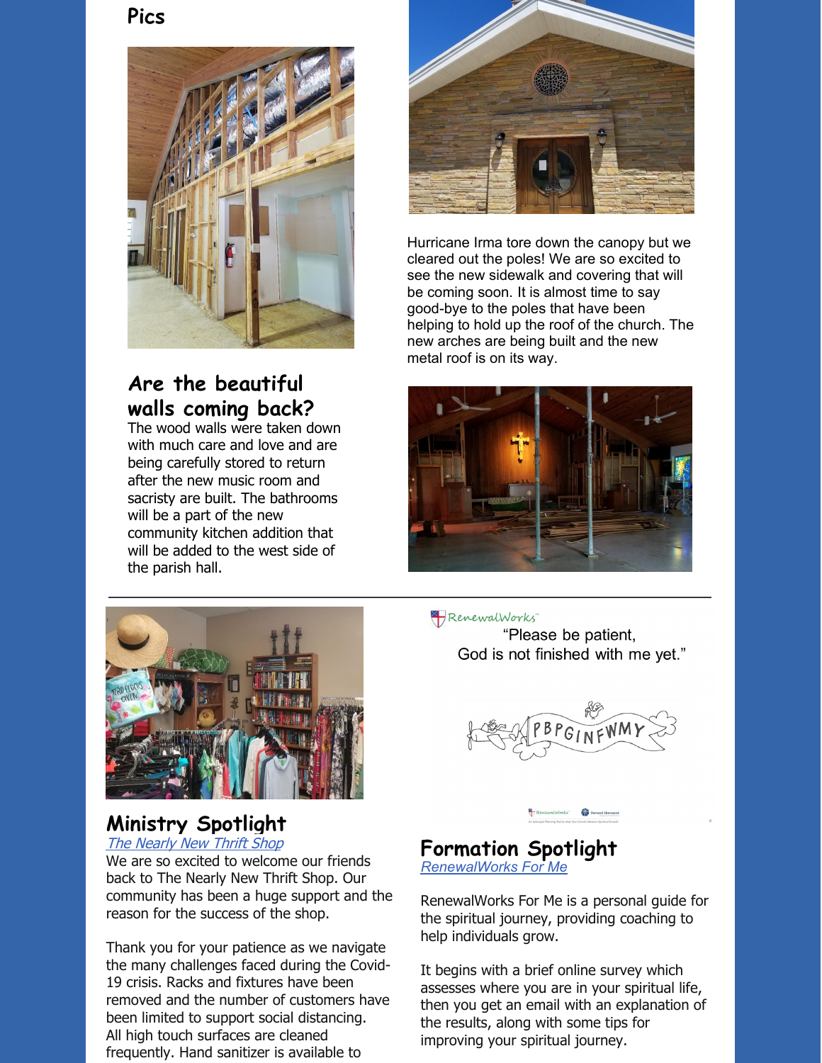## Pics

### Are the beautiful walls coming back?

The wood walls were taken down with much care and love and are being carefully stored to return after the new music room and sacristy are built. The bathrooms will be a part of the new community kitchen addition that will be added to the west side of the parish hall.

Hurricane Irma tore down the canopy but we cleared out the poles! We are so excited to see the new sidewalk and covering that will be coming soon. It is almost time to say good-bye to the poles that have been helping to hold up the roof of the church. The new arches are being built and the new metal roof is on its way.

---

## Ministry Spotlight

*The Nearly New Thrift Shop*

We are so excited to welcome our friends back to The Nearly New Thrift Shop. Our community has been a huge support and the reason for the success of the shop.

Thank you for your patience as we navigate the many challenges faced during the Covid-19 crisis. Racks and fixtures have been removed and the number of customers have been limited to support social distancing. All high touch surfaces are cleaned frequently. Hand sanitizer is available to

RenewalWorks

"Please be patient, God is not finished with me yet."

PBPGINFWMY

## Formation Spotlight

*RenewalWorks For Me*

RenewalWorks For Me is a personal guide for the spiritual journey, providing coaching to help individuals grow.

It begins with a brief online survey which assesses where you are in your spiritual life, then you get an email with an explanation of the results, along with some tips for improving your spiritual journey.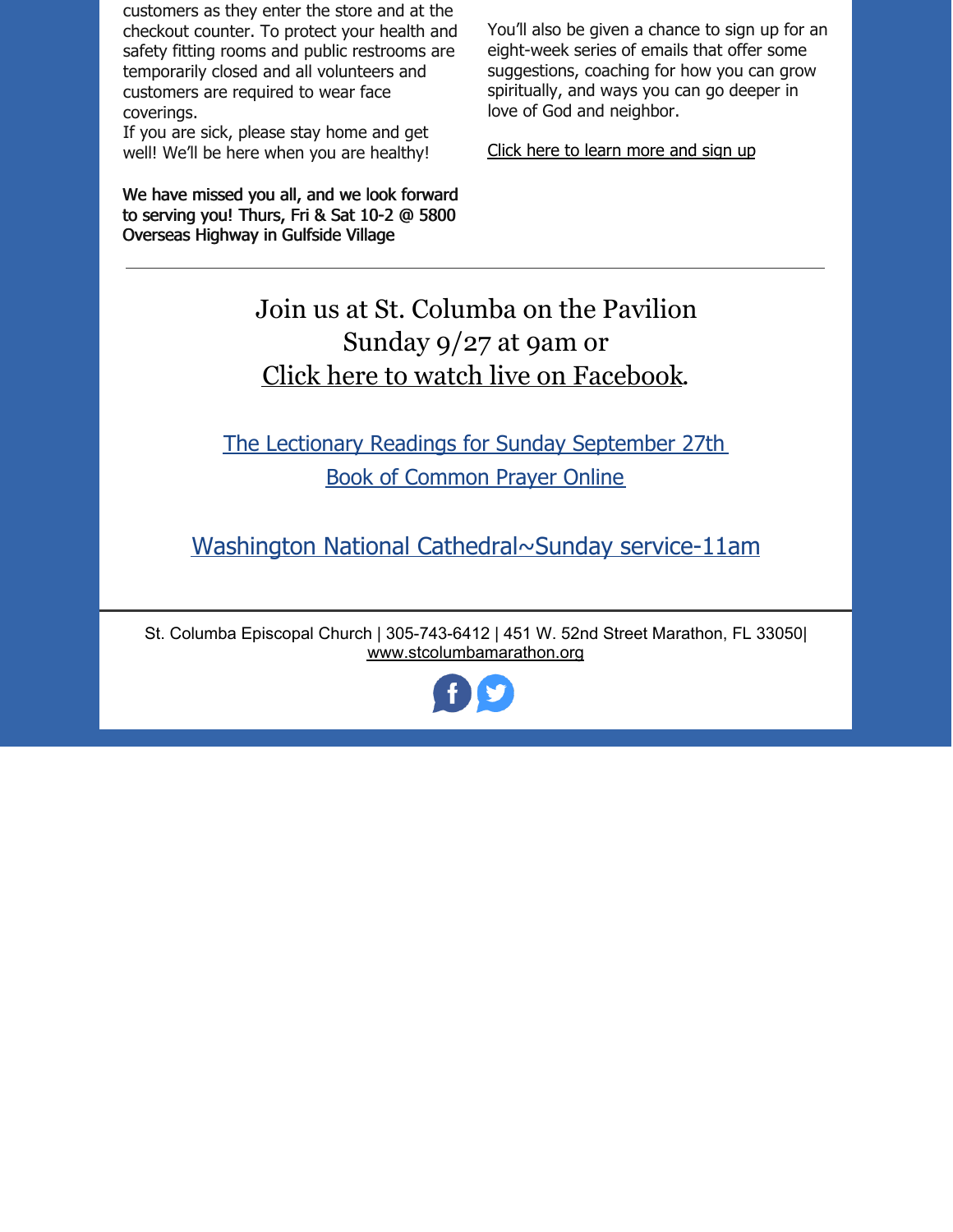customers as they enter the store and at the checkout counter. To protect your health and safety fitting rooms and public restrooms are temporarily closed and all volunteers and customers are required to wear face coverings.
If you are sick, please stay home and get well! We'll be here when you are healthy!

**We have missed you all, and we look forward to serving you! Thurs, Fri & Sat 10-2 @ 5800 Overseas Highway in Gulfside Village**

You'll also be given a chance to sign up for an eight-week series of emails that offer some suggestions, coaching for how you can grow spiritually, and ways you can go deeper in love of God and neighbor.

Click here to learn more and sign up

---

Join us at St. Columba on the Pavilion
Sunday 9/27 at 9am or
Click here to watch live on Facebook.

The Lectionary Readings for Sunday September 27th
Book of Common Prayer Online

Washington National Cathedral~Sunday service-11am

---

St. Columba Episcopal Church | 305-743-6412 | 451 W. 52nd Street Marathon, FL 33050|
www.stcolumbamarathon.org